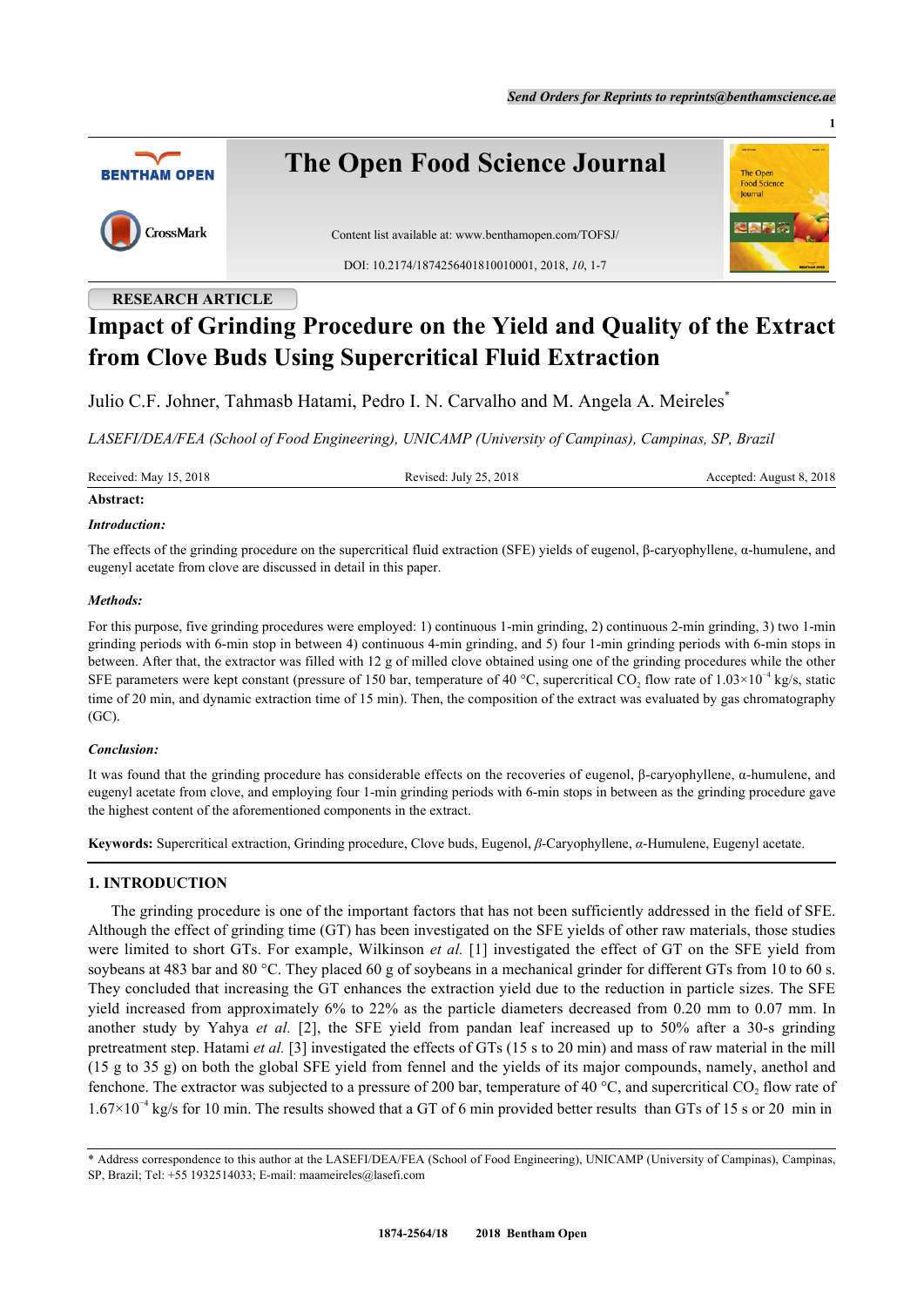**RESEARCH ARTICLE**

# Impact of Grinding Procedure on the Yield and Quality of the Extract from Clove Buds Using Supercritical Fluid Extraction

Julio C.F. Johner, Tahmasb Hatami, Pedro I. N. Carvalho and M. Angela A. Meireles*

*LASEFI/DEA/FEA (School of Food Engineering), UNICAMP (University of Campinas), Campinas, SP, Brazil*

Received: May 15, 2018 Revised: July 25, 2018 Accepted: August 8, 2018

**Abstract:**

***Introduction:***

The effects of the grinding procedure on the supercritical fluid extraction (SFE) yields of eugenol, β-caryophyllene, α-humulene, and eugenyl acetate from clove are discussed in detail in this paper.

***Methods:***

For this purpose, five grinding procedures were employed: 1) continuous 1-min grinding, 2) continuous 2-min grinding, 3) two 1-min grinding periods with 6-min stop in between 4) continuous 4-min grinding, and 5) four 1-min grinding periods with 6-min stops in between. After that, the extractor was filled with 12 g of milled clove obtained using one of the grinding procedures while the other SFE parameters were kept constant (pressure of 150 bar, temperature of 40 °C, supercritical $CO_2$ flow rate of $1.03\times10^{-4}$ kg/s, static time of 20 min, and dynamic extraction time of 15 min). Then, the composition of the extract was evaluated by gas chromatography (GC).

***Conclusion:***

It was found that the grinding procedure has considerable effects on the recoveries of eugenol, β-caryophyllene, α-humulene, and eugenyl acetate from clove, and employing four 1-min grinding periods with 6-min stops in between as the grinding procedure gave the highest content of the aforementioned components in the extract.

**Keywords:** Supercritical extraction, Grinding procedure, Clove buds, Eugenol, *β*-Caryophyllene, *α*-Humulene, Eugenyl acetate.

## 1. INTRODUCTION

The grinding procedure is one of the important factors that has not been sufficiently addressed in the field of SFE. Although the effect of grinding time (GT) has been investigated on the SFE yields of other raw materials, those studies were limited to short GTs. For example, Wilkinson *et al.* [1] investigated the effect of GT on the SFE yield from soybeans at 483 bar and 80 °C. They placed 60 g of soybeans in a mechanical grinder for different GTs from 10 to 60 s. They concluded that increasing the GT enhances the extraction yield due to the reduction in particle sizes. The SFE yield increased from approximately 6% to 22% as the particle diameters decreased from 0.20 mm to 0.07 mm. In another study by Yahya *et al.* [2], the SFE yield from pandan leaf increased up to 50% after a 30-s grinding pretreatment step. Hatami *et al.* [3] investigated the effects of GTs (15 s to 20 min) and mass of raw material in the mill (15 g to 35 g) on both the global SFE yield from fennel and the yields of its major compounds, namely, anethol and fenchone. The extractor was subjected to a pressure of 200 bar, temperature of 40 °C, and supercritical $CO_2$ flow rate of $1.67\times10^{-4}$ kg/s for 10 min. The results showed that a GT of 6 min provided better results than GTs of 15 s or 20 min in

\* Address correspondence to this author at the LASEFI/DEA/FEA (School of Food Engineering), UNICAMP (University of Campinas), Campinas, SP, Brazil; Tel: +55 1932514033; E-mail: maameireles@lasefi.com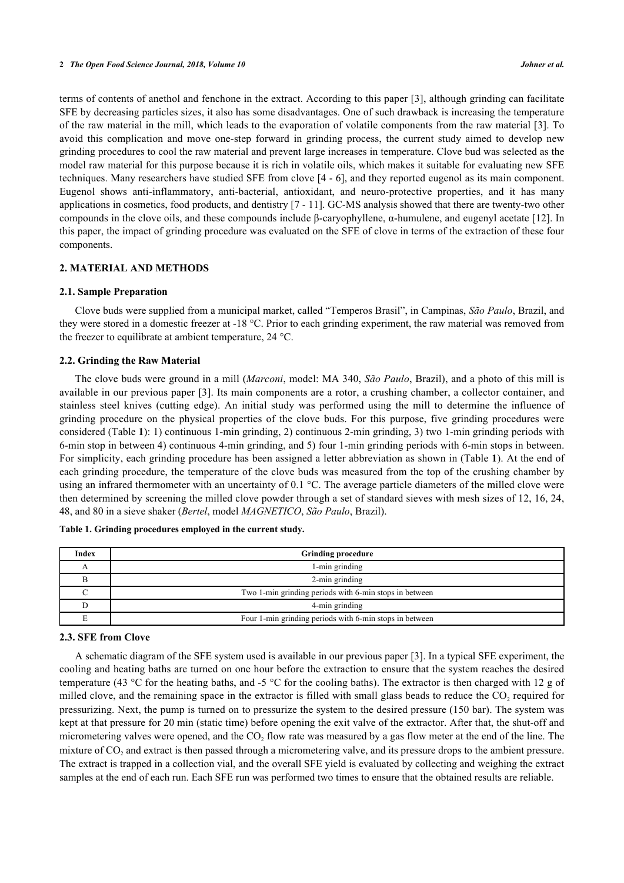terms of contents of anethol and fenchone in the extract. According to this paper [3], although grinding can facilitate SFE by decreasing particles sizes, it also has some disadvantages. One of such drawback is increasing the temperature of the raw material in the mill, which leads to the evaporation of volatile components from the raw material [3]. To avoid this complication and move one-step forward in grinding process, the current study aimed to develop new grinding procedures to cool the raw material and prevent large increases in temperature. Clove bud was selected as the model raw material for this purpose because it is rich in volatile oils, which makes it suitable for evaluating new SFE techniques. Many researchers have studied SFE from clove [4 - 6], and they reported eugenol as its main component. Eugenol shows anti-inflammatory, anti-bacterial, antioxidant, and neuro-protective properties, and it has many applications in cosmetics, food products, and dentistry [7 - 11]. GC-MS analysis showed that there are twenty-two other compounds in the clove oils, and these compounds include β-caryophyllene, α-humulene, and eugenyl acetate [12]. In this paper, the impact of grinding procedure was evaluated on the SFE of clove in terms of the extraction of these four components.

## 2. MATERIAL AND METHODS

### 2.1. Sample Preparation

Clove buds were supplied from a municipal market, called "Temperos Brasil", in Campinas, *São Paulo*, Brazil, and they were stored in a domestic freezer at -18 °C. Prior to each grinding experiment, the raw material was removed from the freezer to equilibrate at ambient temperature, 24 °C.

### 2.2. Grinding the Raw Material

The clove buds were ground in a mill (*Marconi*, model: MA 340, *São Paulo*, Brazil), and a photo of this mill is available in our previous paper [3]. Its main components are a rotor, a crushing chamber, a collector container, and stainless steel knives (cutting edge). An initial study was performed using the mill to determine the influence of grinding procedure on the physical properties of the clove buds. For this purpose, five grinding procedures were considered (Table **1**): 1) continuous 1-min grinding, 2) continuous 2-min grinding, 3) two 1-min grinding periods with 6-min stop in between 4) continuous 4-min grinding, and 5) four 1-min grinding periods with 6-min stops in between. For simplicity, each grinding procedure has been assigned a letter abbreviation as shown in (Table **1**). At the end of each grinding procedure, the temperature of the clove buds was measured from the top of the crushing chamber by using an infrared thermometer with an uncertainty of 0.1 °C. The average particle diameters of the milled clove were then determined by screening the milled clove powder through a set of standard sieves with mesh sizes of 12, 16, 24, 48, and 80 in a sieve shaker (*Bertel*, model *MAGNETICO*, *São Paulo*, Brazil).

**Table 1. Grinding procedures employed in the current study.**

| Index | Grinding procedure |
|---|---|
| A | 1-min grinding |
| B | 2-min grinding |
| C | Two 1-min grinding periods with 6-min stops in between |
| D | 4-min grinding |
| E | Four 1-min grinding periods with 6-min stops in between |

### 2.3. SFE from Clove

A schematic diagram of the SFE system used is available in our previous paper [3]. In a typical SFE experiment, the cooling and heating baths are turned on one hour before the extraction to ensure that the system reaches the desired temperature (43 °C for the heating baths, and -5 °C for the cooling baths). The extractor is then charged with 12 g of milled clove, and the remaining space in the extractor is filled with small glass beads to reduce the $CO_2$ required for pressurizing. Next, the pump is turned on to pressurize the system to the desired pressure (150 bar). The system was kept at that pressure for 20 min (static time) before opening the exit valve of the extractor. After that, the shut-off and micrometering valves were opened, and the $CO_2$ flow rate was measured by a gas flow meter at the end of the line. The mixture of $CO_2$ and extract is then passed through a micrometering valve, and its pressure drops to the ambient pressure. The extract is trapped in a collection vial, and the overall SFE yield is evaluated by collecting and weighing the extract samples at the end of each run. Each SFE run was performed two times to ensure that the obtained results are reliable.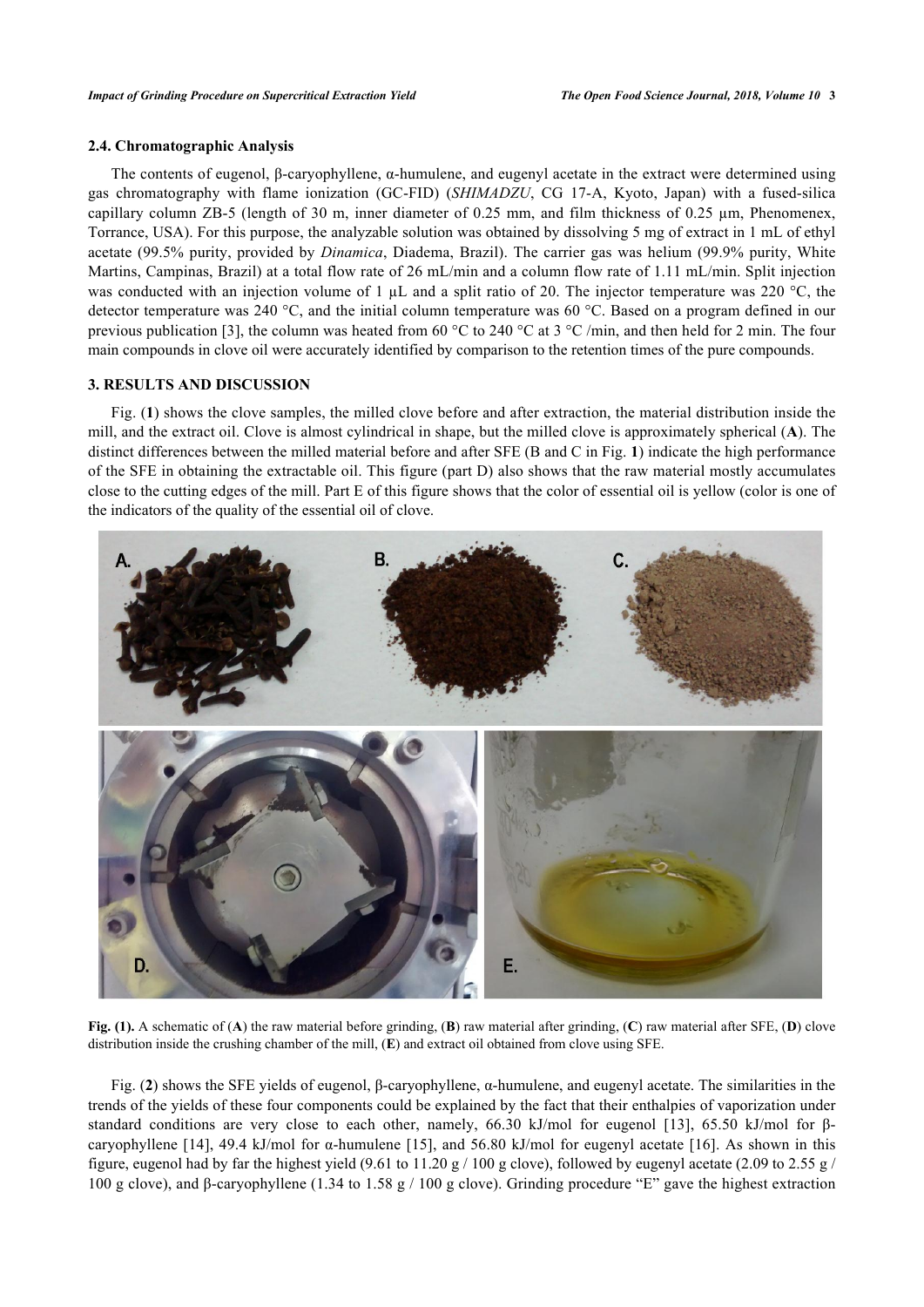### 2.4. Chromatographic Analysis

The contents of eugenol, β-caryophyllene, α-humulene, and eugenyl acetate in the extract were determined using gas chromatography with flame ionization (GC-FID) (*SHIMADZU*, CG 17-A, Kyoto, Japan) with a fused-silica capillary column ZB-5 (length of 30 m, inner diameter of 0.25 mm, and film thickness of 0.25 µm, Phenomenex, Torrance, USA). For this purpose, the analyzable solution was obtained by dissolving 5 mg of extract in 1 mL of ethyl acetate (99.5% purity, provided by *Dinamica*, Diadema, Brazil). The carrier gas was helium (99.9% purity, White Martins, Campinas, Brazil) at a total flow rate of 26 mL/min and a column flow rate of 1.11 mL/min. Split injection was conducted with an injection volume of 1 µL and a split ratio of 20. The injector temperature was 220 °C, the detector temperature was 240 °C, and the initial column temperature was 60 °C. Based on a program defined in our previous publication [3], the column was heated from 60 °C to 240 °C at 3 °C /min, and then held for 2 min. The four main compounds in clove oil were accurately identified by comparison to the retention times of the pure compounds.

## 3. RESULTS AND DISCUSSION

Fig. (**1**) shows the clove samples, the milled clove before and after extraction, the material distribution inside the mill, and the extract oil. Clove is almost cylindrical in shape, but the milled clove is approximately spherical (**A**). The distinct differences between the milled material before and after SFE (B and C in Fig. **1**) indicate the high performance of the SFE in obtaining the extractable oil. This figure (part D) also shows that the raw material mostly accumulates close to the cutting edges of the mill. Part E of this figure shows that the color of essential oil is yellow (color is one of the indicators of the quality of the essential oil of clove.

**Fig. (1).** A schematic of (**A**) the raw material before grinding, (**B**) raw material after grinding, (**C**) raw material after SFE, (**D**) clove distribution inside the crushing chamber of the mill, (**E**) and extract oil obtained from clove using SFE.

Fig. (**2**) shows the SFE yields of eugenol, β-caryophyllene, α-humulene, and eugenyl acetate. The similarities in the trends of the yields of these four components could be explained by the fact that their enthalpies of vaporization under standard conditions are very close to each other, namely, 66.30 kJ/mol for eugenol [13], 65.50 kJ/mol for β-caryophyllene [14], 49.4 kJ/mol for α-humulene [15], and 56.80 kJ/mol for eugenyl acetate [16]. As shown in this figure, eugenol had by far the highest yield (9.61 to 11.20 g / 100 g clove), followed by eugenyl acetate (2.09 to 2.55 g / 100 g clove), and β-caryophyllene (1.34 to 1.58 g / 100 g clove). Grinding procedure "E" gave the highest extraction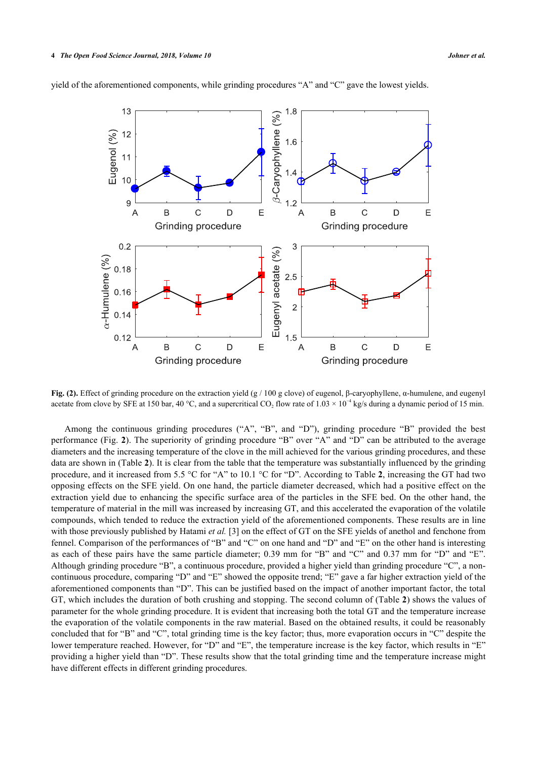yield of the aforementioned components, while grinding procedures “A” and “C” gave the lowest yields.

**Fig. (2).** Effect of grinding procedure on the extraction yield (g / 100 g clove) of eugenol, β-caryophyllene, α-humulene, and eugenyl acetate from clove by SFE at 150 bar, 40 °C, and a supercritical $CO_2$ flow rate of $1.03 \times 10^{-4}$ kg/s during a dynamic period of 15 min.

Among the continuous grinding procedures (“A”, “B”, and “D”), grinding procedure “B” provided the best performance (Fig. **2**). The superiority of grinding procedure “B” over “A” and “D” can be attributed to the average diameters and the increasing temperature of the clove in the mill achieved for the various grinding procedures, and these data are shown in (Table **2**). It is clear from the table that the temperature was substantially influenced by the grinding procedure, and it increased from 5.5 °C for “A” to 10.1 °C for “D”. According to Table **2**, increasing the GT had two opposing effects on the SFE yield. On one hand, the particle diameter decreased, which had a positive effect on the extraction yield due to enhancing the specific surface area of the particles in the SFE bed. On the other hand, the temperature of material in the mill was increased by increasing GT, and this accelerated the evaporation of the volatile compounds, which tended to reduce the extraction yield of the aforementioned components. These results are in line with those previously published by Hatami *et al.* [3] on the effect of GT on the SFE yields of anethol and fenchone from fennel. Comparison of the performances of “B” and “C” on one hand and “D” and “E” on the other hand is interesting as each of these pairs have the same particle diameter; 0.39 mm for “B” and “C” and 0.37 mm for “D” and “E”. Although grinding procedure “B”, a continuous procedure, provided a higher yield than grinding procedure “C”, a non-continuous procedure, comparing “D” and “E” showed the opposite trend; “E” gave a far higher extraction yield of the aforementioned components than “D”. This can be justified based on the impact of another important factor, the total GT, which includes the duration of both crushing and stopping. The second column of (Table **2**) shows the values of parameter for the whole grinding procedure. It is evident that increasing both the total GT and the temperature increase the evaporation of the volatile components in the raw material. Based on the obtained results, it could be reasonably concluded that for “B” and “C”, total grinding time is the key factor; thus, more evaporation occurs in “C” despite the lower temperature reached. However, for “D” and “E”, the temperature increase is the key factor, which results in “E” providing a higher yield than “D”. These results show that the total grinding time and the temperature increase might have different effects in different grinding procedures.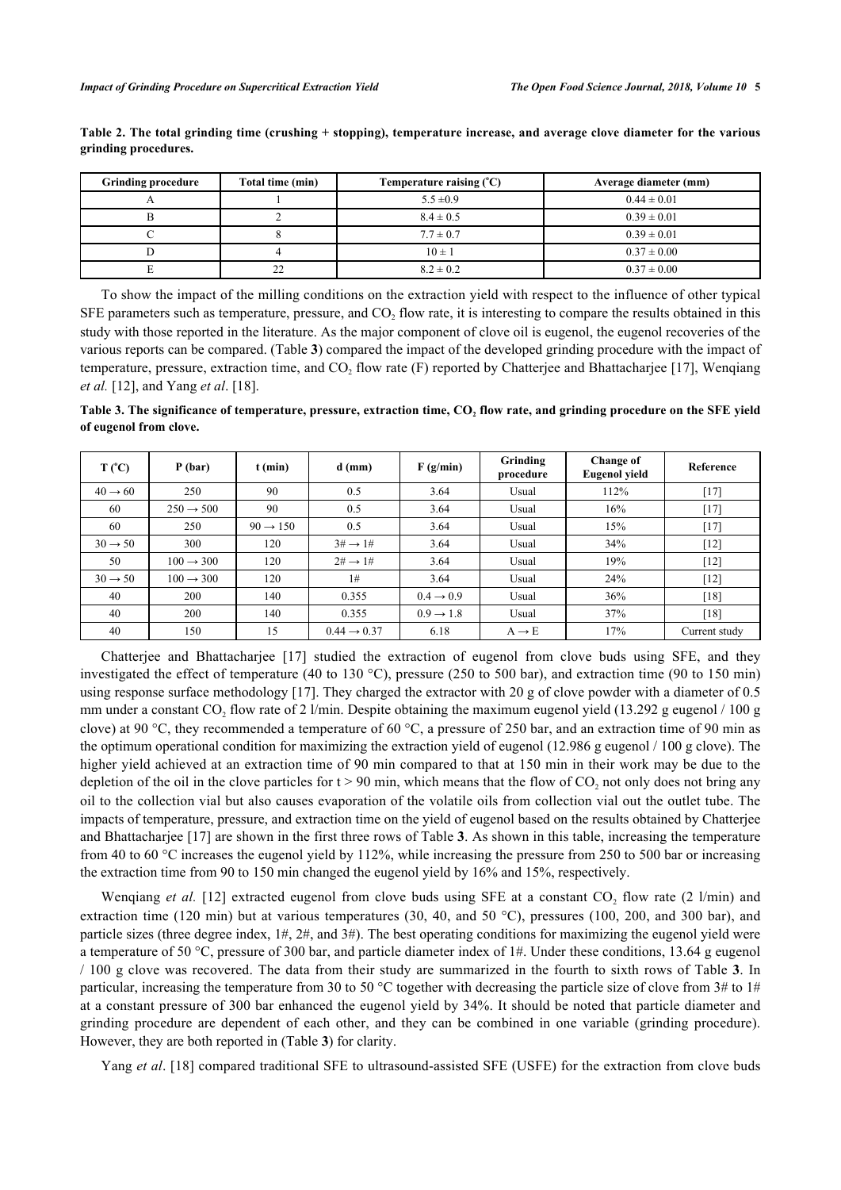**Table 2. The total grinding time (crushing + stopping), temperature increase, and average clove diameter for the various grinding procedures.**

| Grinding procedure | Total time (min) | Temperature raising (°C) | Average diameter (mm) |
|---|---|---|---|
| A | 1 | 5.5 ±0.9 | 0.44 ± 0.01 |
| B | 2 | 8.4 ± 0.5 | 0.39 ± 0.01 |
| C | 8 | 7.7 ± 0.7 | 0.39 ± 0.01 |
| D | 4 | 10 ± 1 | 0.37 ± 0.00 |
| E | 22 | 8.2 ± 0.2 | 0.37 ± 0.00 |

To show the impact of the milling conditions on the extraction yield with respect to the influence of other typical SFE parameters such as temperature, pressure, and $CO_2$ flow rate, it is interesting to compare the results obtained in this study with those reported in the literature. As the major component of clove oil is eugenol, the eugenol recoveries of the various reports can be compared. (Table **3**) compared the impact of the developed grinding procedure with the impact of temperature, pressure, extraction time, and $CO_2$ flow rate (F) reported by Chatterjee and Bhattacharjee [17], Wenqiang *et al.* [12], and Yang *et al*. [18].

**Table 3. The significance of temperature, pressure, extraction time, $CO_2$ flow rate, and grinding procedure on the SFE yield of eugenol from clove.**

| T (°C) | P (bar) | t (min) | d (mm) | F (g/min) | Grinding procedure | Change of Eugenol yield | Reference |
|---|---|---|---|---|---|---|---|
| 40 → 60 | 250 | 90 | 0.5 | 3.64 | Usual | 112% | [17] |
| 60 | 250 → 500 | 90 | 0.5 | 3.64 | Usual | 16% | [17] |
| 60 | 250 | 90 → 150 | 0.5 | 3.64 | Usual | 15% | [17] |
| 30 → 50 | 300 | 120 | 3# → 1# | 3.64 | Usual | 34% | [12] |
| 50 | 100 → 300 | 120 | 2# → 1# | 3.64 | Usual | 19% | [12] |
| 30 → 50 | 100 → 300 | 120 | 1# | 3.64 | Usual | 24% | [12] |
| 40 | 200 | 140 | 0.355 | 0.4 → 0.9 | Usual | 36% | [18] |
| 40 | 200 | 140 | 0.355 | 0.9 → 1.8 | Usual | 37% | [18] |
| 40 | 150 | 15 | 0.44 → 0.37 | 6.18 | A → E | 17% | Current study |

Chatterjee and Bhattacharjee [17] studied the extraction of eugenol from clove buds using SFE, and they investigated the effect of temperature (40 to 130 °C), pressure (250 to 500 bar), and extraction time (90 to 150 min) using response surface methodology [17]. They charged the extractor with 20 g of clove powder with a diameter of 0.5 mm under a constant $CO_2$ flow rate of 2 l/min. Despite obtaining the maximum eugenol yield (13.292 g eugenol / 100 g clove) at 90 °C, they recommended a temperature of 60 °C, a pressure of 250 bar, and an extraction time of 90 min as the optimum operational condition for maximizing the extraction yield of eugenol (12.986 g eugenol / 100 g clove). The higher yield achieved at an extraction time of 90 min compared to that at 150 min in their work may be due to the depletion of the oil in the clove particles for t > 90 min, which means that the flow of $CO_2$ not only does not bring any oil to the collection vial but also causes evaporation of the volatile oils from collection vial out the outlet tube. The impacts of temperature, pressure, and extraction time on the yield of eugenol based on the results obtained by Chatterjee and Bhattacharjee [17] are shown in the first three rows of Table **3**. As shown in this table, increasing the temperature from 40 to 60 °C increases the eugenol yield by 112%, while increasing the pressure from 250 to 500 bar or increasing the extraction time from 90 to 150 min changed the eugenol yield by 16% and 15%, respectively.

Wenqiang *et al.* [12] extracted eugenol from clove buds using SFE at a constant $CO_2$ flow rate (2 l/min) and extraction time (120 min) but at various temperatures (30, 40, and 50 °C), pressures (100, 200, and 300 bar), and particle sizes (three degree index, 1#, 2#, and 3#). The best operating conditions for maximizing the eugenol yield were a temperature of 50 °C, pressure of 300 bar, and particle diameter index of 1#. Under these conditions, 13.64 g eugenol / 100 g clove was recovered. The data from their study are summarized in the fourth to sixth rows of Table **3**. In particular, increasing the temperature from 30 to 50 °C together with decreasing the particle size of clove from 3# to 1# at a constant pressure of 300 bar enhanced the eugenol yield by 34%. It should be noted that particle diameter and grinding procedure are dependent of each other, and they can be combined in one variable (grinding procedure). However, they are both reported in (Table **3**) for clarity.

Yang *et al*. [18] compared traditional SFE to ultrasound-assisted SFE (USFE) for the extraction from clove buds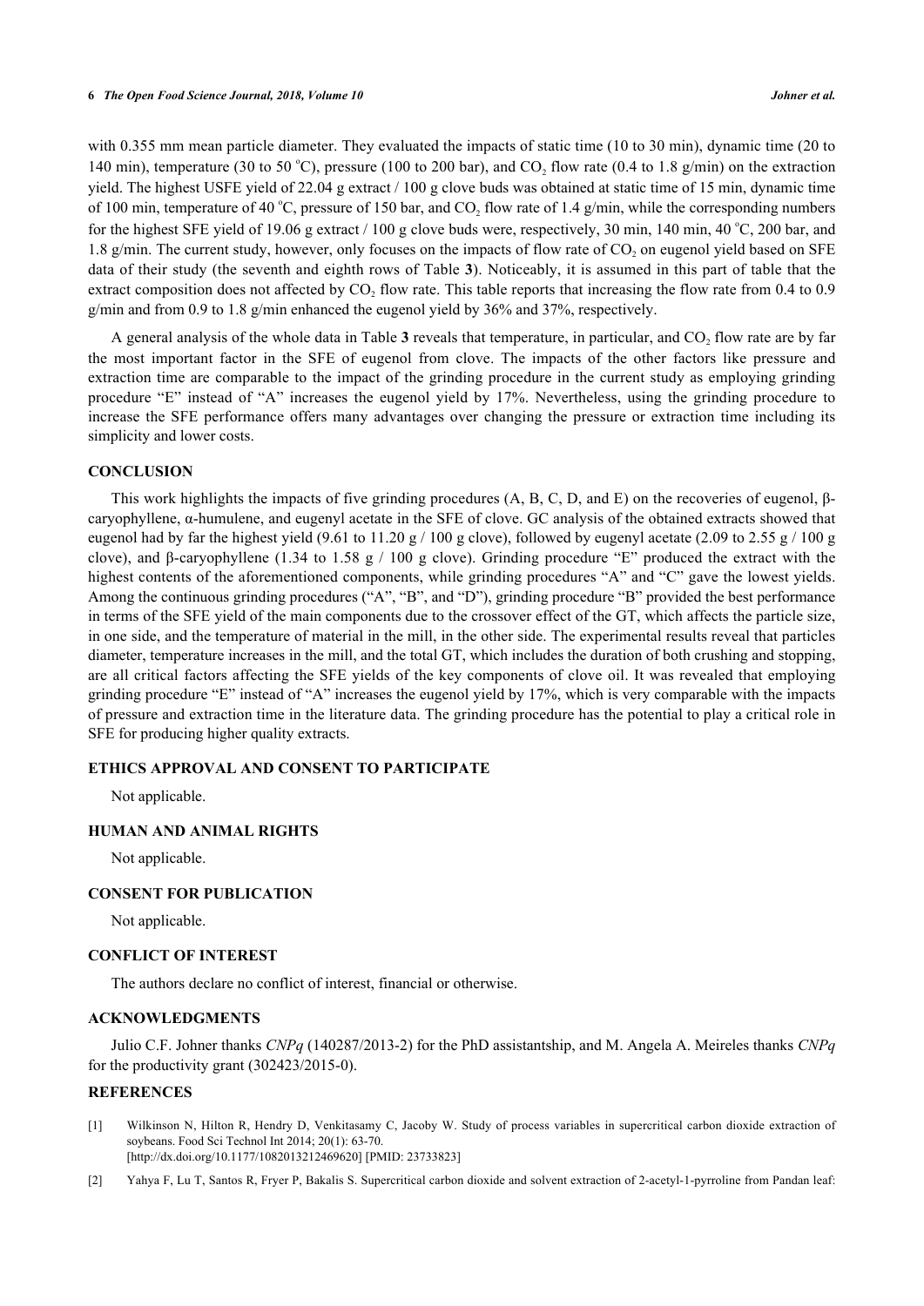with 0.355 mm mean particle diameter. They evaluated the impacts of static time (10 to 30 min), dynamic time (20 to 140 min), temperature (30 to 50 °C), pressure (100 to 200 bar), and $CO_2$ flow rate (0.4 to 1.8 g/min) on the extraction yield. The highest USFE yield of 22.04 g extract / 100 g clove buds was obtained at static time of 15 min, dynamic time of 100 min, temperature of 40 °C, pressure of 150 bar, and $CO_2$ flow rate of 1.4 g/min, while the corresponding numbers for the highest SFE yield of 19.06 g extract / 100 g clove buds were, respectively, 30 min, 140 min, 40 °C, 200 bar, and 1.8 g/min. The current study, however, only focuses on the impacts of flow rate of $CO_2$ on eugenol yield based on SFE data of their study (the seventh and eighth rows of Table **3**). Noticeably, it is assumed in this part of table that the extract composition does not affected by $CO_2$ flow rate. This table reports that increasing the flow rate from 0.4 to 0.9 g/min and from 0.9 to 1.8 g/min enhanced the eugenol yield by 36% and 37%, respectively.

A general analysis of the whole data in Table **3** reveals that temperature, in particular, and $CO_2$ flow rate are by far the most important factor in the SFE of eugenol from clove. The impacts of the other factors like pressure and extraction time are comparable to the impact of the grinding procedure in the current study as employing grinding procedure "E" instead of "A" increases the eugenol yield by 17%. Nevertheless, using the grinding procedure to increase the SFE performance offers many advantages over changing the pressure or extraction time including its simplicity and lower costs.

## CONCLUSION

This work highlights the impacts of five grinding procedures (A, B, C, D, and E) on the recoveries of eugenol, β-caryophyllene, α-humulene, and eugenyl acetate in the SFE of clove. GC analysis of the obtained extracts showed that eugenol had by far the highest yield (9.61 to 11.20 g / 100 g clove), followed by eugenyl acetate (2.09 to 2.55 g / 100 g clove), and β-caryophyllene (1.34 to 1.58 g / 100 g clove). Grinding procedure "E" produced the extract with the highest contents of the aforementioned components, while grinding procedures "A" and "C" gave the lowest yields. Among the continuous grinding procedures ("A", "B", and "D"), grinding procedure "B" provided the best performance in terms of the SFE yield of the main components due to the crossover effect of the GT, which affects the particle size, in one side, and the temperature of material in the mill, in the other side. The experimental results reveal that particles diameter, temperature increases in the mill, and the total GT, which includes the duration of both crushing and stopping, are all critical factors affecting the SFE yields of the key components of clove oil. It was revealed that employing grinding procedure "E" instead of "A" increases the eugenol yield by 17%, which is very comparable with the impacts of pressure and extraction time in the literature data. The grinding procedure has the potential to play a critical role in SFE for producing higher quality extracts.

## ETHICS APPROVAL AND CONSENT TO PARTICIPATE

Not applicable.

## HUMAN AND ANIMAL RIGHTS

Not applicable.

## CONSENT FOR PUBLICATION

Not applicable.

## CONFLICT OF INTEREST

The authors declare no conflict of interest, financial or otherwise.

## ACKNOWLEDGMENTS

Julio C.F. Johner thanks *CNPq* (140287/2013-2) for the PhD assistantship, and M. Angela A. Meireles thanks *CNPq* for the productivity grant (302423/2015-0).

## REFERENCES

[1] Wilkinson N, Hilton R, Hendry D, Venkitasamy C, Jacoby W. Study of process variables in supercritical carbon dioxide extraction of soybeans. Food Sci Technol Int 2014; 20(1): 63-70.
[http://dx.doi.org/10.1177/1082013212469620] [PMID: 23733823]

[2] Yahya F, Lu T, Santos R, Fryer P, Bakalis S. Supercritical carbon dioxide and solvent extraction of 2-acetyl-1-pyrroline from Pandan leaf: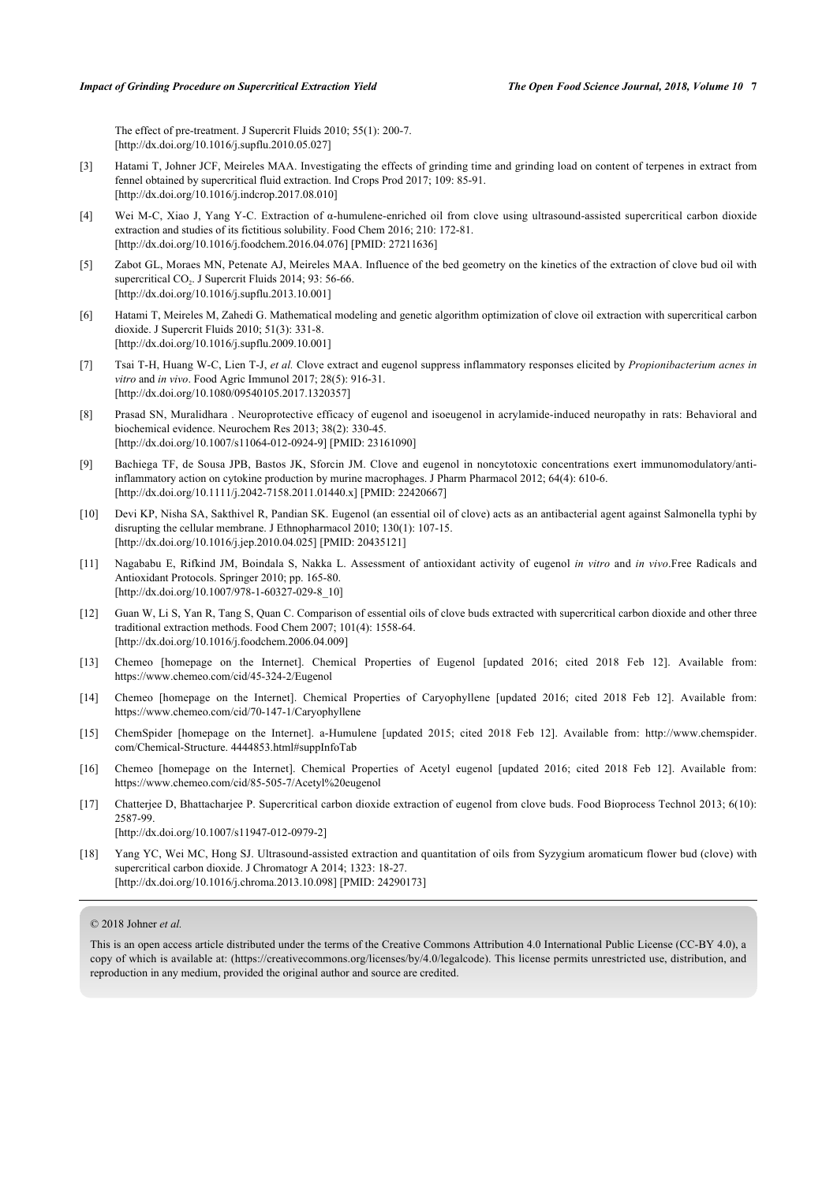The effect of pre-treatment. J Supercrit Fluids 2010; 55(1): 200-7.
[http://dx.doi.org/10.1016/j.supflu.2010.05.027]

[3] Hatami T, Johner JCF, Meireles MAA. Investigating the effects of grinding time and grinding load on content of terpenes in extract from fennel obtained by supercritical fluid extraction. Ind Crops Prod 2017; 109: 85-91.
[http://dx.doi.org/10.1016/j.indcrop.2017.08.010]

[4] Wei M-C, Xiao J, Yang Y-C. Extraction of α-humulene-enriched oil from clove using ultrasound-assisted supercritical carbon dioxide extraction and studies of its fictitious solubility. Food Chem 2016; 210: 172-81.
[http://dx.doi.org/10.1016/j.foodchem.2016.04.076] [PMID: 27211636]

[5] Zabot GL, Moraes MN, Petenate AJ, Meireles MAA. Influence of the bed geometry on the kinetics of the extraction of clove bud oil with supercritical $CO_2$. J Supercrit Fluids 2014; 93: 56-66.
[http://dx.doi.org/10.1016/j.supflu.2013.10.001]

[6] Hatami T, Meireles M, Zahedi G. Mathematical modeling and genetic algorithm optimization of clove oil extraction with supercritical carbon dioxide. J Supercrit Fluids 2010; 51(3): 331-8.
[http://dx.doi.org/10.1016/j.supflu.2009.10.001]

[7] Tsai T-H, Huang W-C, Lien T-J, *et al.* Clove extract and eugenol suppress inflammatory responses elicited by *Propionibacterium acnes in vitro* and *in vivo*. Food Agric Immunol 2017; 28(5): 916-31.
[http://dx.doi.org/10.1080/09540105.2017.1320357]

[8] Prasad SN, Muralidhara . Neuroprotective efficacy of eugenol and isoeugenol in acrylamide-induced neuropathy in rats: Behavioral and biochemical evidence. Neurochem Res 2013; 38(2): 330-45.
[http://dx.doi.org/10.1007/s11064-012-0924-9] [PMID: 23161090]

[9] Bachiega TF, de Sousa JPB, Bastos JK, Sforcin JM. Clove and eugenol in noncytotoxic concentrations exert immunomodulatory/anti-inflammatory action on cytokine production by murine macrophages. J Pharm Pharmacol 2012; 64(4): 610-6.
[http://dx.doi.org/10.1111/j.2042-7158.2011.01440.x] [PMID: 22420667]

[10] Devi KP, Nisha SA, Sakthivel R, Pandian SK. Eugenol (an essential oil of clove) acts as an antibacterial agent against Salmonella typhi by disrupting the cellular membrane. J Ethnopharmacol 2010; 130(1): 107-15.
[http://dx.doi.org/10.1016/j.jep.2010.04.025] [PMID: 20435121]

[11] Nagababu E, Rifkind JM, Boindala S, Nakka L. Assessment of antioxidant activity of eugenol *in vitro* and *in vivo*.Free Radicals and Antioxidant Protocols. Springer 2010; pp. 165-80.
[http://dx.doi.org/10.1007/978-1-60327-029-8_10]

[12] Guan W, Li S, Yan R, Tang S, Quan C. Comparison of essential oils of clove buds extracted with supercritical carbon dioxide and other three traditional extraction methods. Food Chem 2007; 101(4): 1558-64.
[http://dx.doi.org/10.1016/j.foodchem.2006.04.009]

[13] Chemeo [homepage on the Internet]. Chemical Properties of Eugenol [updated 2016; cited 2018 Feb 12]. Available from: https://www.chemeo.com/cid/45-324-2/Eugenol

[14] Chemeo [homepage on the Internet]. Chemical Properties of Caryophyllene [updated 2016; cited 2018 Feb 12]. Available from: https://www.chemeo.com/cid/70-147-1/Caryophyllene

[15] ChemSpider [homepage on the Internet]. a-Humulene [updated 2015; cited 2018 Feb 12]. Available from: http://www.chemspider.com/Chemical-Structure. 4444853.html#suppInfoTab

[16] Chemeo [homepage on the Internet]. Chemical Properties of Acetyl eugenol [updated 2016; cited 2018 Feb 12]. Available from: https://www.chemeo.com/cid/85-505-7/Acetyl%20eugenol

[17] Chatterjee D, Bhattacharjee P. Supercritical carbon dioxide extraction of eugenol from clove buds. Food Bioprocess Technol 2013; 6(10): 2587-99.
[http://dx.doi.org/10.1007/s11947-012-0979-2]

[18] Yang YC, Wei MC, Hong SJ. Ultrasound-assisted extraction and quantitation of oils from Syzygium aromaticum flower bud (clove) with supercritical carbon dioxide. J Chromatogr A 2014; 1323: 18-27.
[http://dx.doi.org/10.1016/j.chroma.2013.10.098] [PMID: 24290173]

© 2018 Johner *et al.*

This is an open access article distributed under the terms of the Creative Commons Attribution 4.0 International Public License (CC-BY 4.0), a copy of which is available at: (https://creativecommons.org/licenses/by/4.0/legalcode). This license permits unrestricted use, distribution, and reproduction in any medium, provided the original author and source are credited.